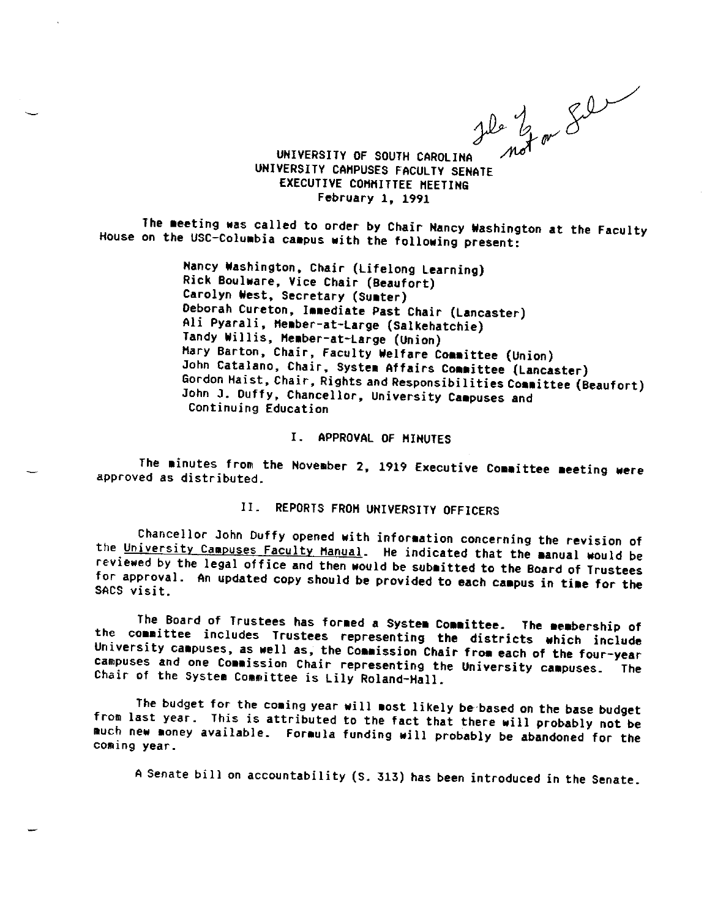File ~~(not on file)~~

# UNIVERSITY OF SOUTH CAROLINA
## UNIVERSITY CAMPUSES FACULTY SENATE
## EXECUTIVE COMMITTEE MEETING
### February 1, 1991

The meeting was called to order by Chair Nancy Washington at the Faculty House on the USC-Columbia campus with the following present:

- Nancy Washington, Chair (Lifelong Learning)
- Rick Boulware, Vice Chair (Beaufort)
- Carolyn West, Secretary (Sumter)
- Deborah Cureton, Immediate Past Chair (Lancaster)
- Ali Pyarali, Member-at-Large (Salkehatchie)
- Tandy Willis, Member-at-Large (Union)
- Mary Barton, Chair, Faculty Welfare Committee (Union)
- John Catalano, Chair, System Affairs Committee (Lancaster)
- Gordon Haist, Chair, Rights and Responsibilities Committee (Beaufort)
- John J. Duffy, Chancellor, University Campuses and Continuing Education

## I. APPROVAL OF MINUTES

The minutes from the November 2, 1919 Executive Committee meeting were approved as distributed.

## II. REPORTS FROM UNIVERSITY OFFICERS

Chancellor John Duffy opened with information concerning the revision of the University Campuses Faculty Manual. He indicated that the manual would be reviewed by the legal office and then would be submitted to the Board of Trustees for approval. An updated copy should be provided to each campus in time for the SACS visit.

The Board of Trustees has formed a System Committee. The membership of the committee includes Trustees representing the districts which include University campuses, as well as, the Commission Chair from each of the four-year campuses and one Commission Chair representing the University campuses. The Chair of the System Committee is Lily Roland-Hall.

The budget for the coming year will most likely be based on the base budget from last year. This is attributed to the fact that there will probably not be much new money available. Formula funding will probably be abandoned for the coming year.

A Senate bill on accountability (S. 313) has been introduced in the Senate.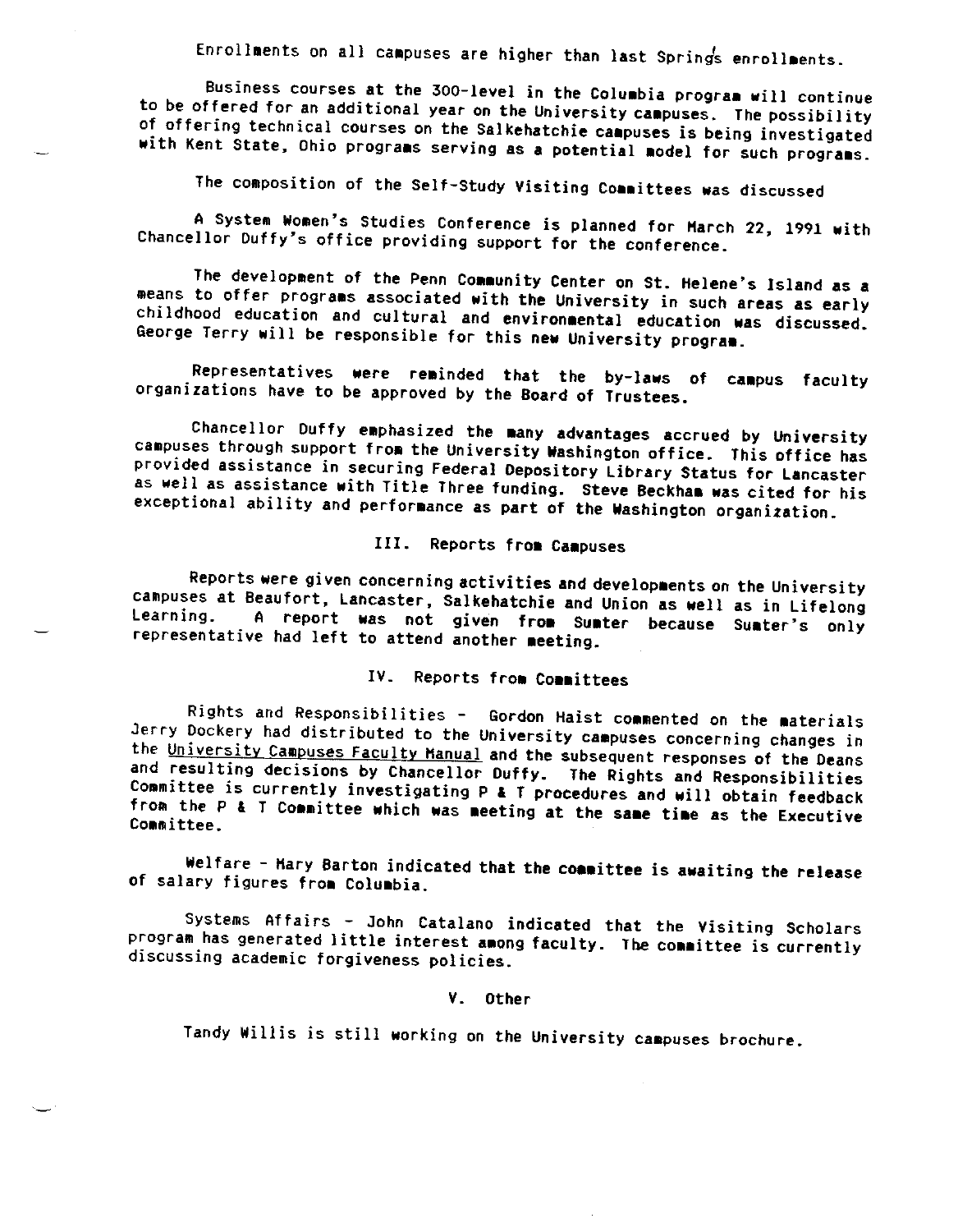Enrollments on all campuses are higher than last Spring's enrollments.

Business courses at the 300-level in the Columbia program will continue to be offered for an additional year on the University campuses. The possibility of offering technical courses on the Salkehatchie campuses is being investigated with Kent State, Ohio programs serving as a potential model for such programs.

The composition of the Self-Study Visiting Committees was discussed

A System Women's Studies Conference is planned for March 22, 1991 with Chancellor Duffy's office providing support for the conference.

The development of the Penn Community Center on St. Helene's Island as a means to offer programs associated with the University in such areas as early childhood education and cultural and environmental education was discussed. George Terry will be responsible for this new University program.

Representatives were reminded that the by-laws of campus faculty organizations have to be approved by the Board of Trustees.

Chancellor Duffy emphasized the many advantages accrued by University campuses through support from the University Washington office. This office has provided assistance in securing Federal Depository Library Status for Lancaster as well as assistance with Title Three funding. Steve Beckham was cited for his exceptional ability and performance as part of the Washington organization.

## III. Reports from Campuses

Reports were given concerning activities and developments on the University campuses at Beaufort, Lancaster, Salkehatchie and Union as well as in Lifelong Learning. A report was not given from Sumter because Sumter's only representative had left to attend another meeting.

## IV. Reports from Committees

Rights and Responsibilities - Gordon Haist commented on the materials Jerry Dockery had distributed to the University campuses concerning changes in the University Campuses Faculty Manual and the subsequent responses of the Deans and resulting decisions by Chancellor Duffy. The Rights and Responsibilities Committee is currently investigating P & T procedures and will obtain feedback from the P & T Committee which was meeting at the same time as the Executive Committee.

Welfare - Mary Barton indicated that the committee is awaiting the release of salary figures from Columbia.

Systems Affairs - John Catalano indicated that the Visiting Scholars program has generated little interest among faculty. The committee is currently discussing academic forgiveness policies.

## V. Other

Tandy Willis is still working on the University campuses brochure.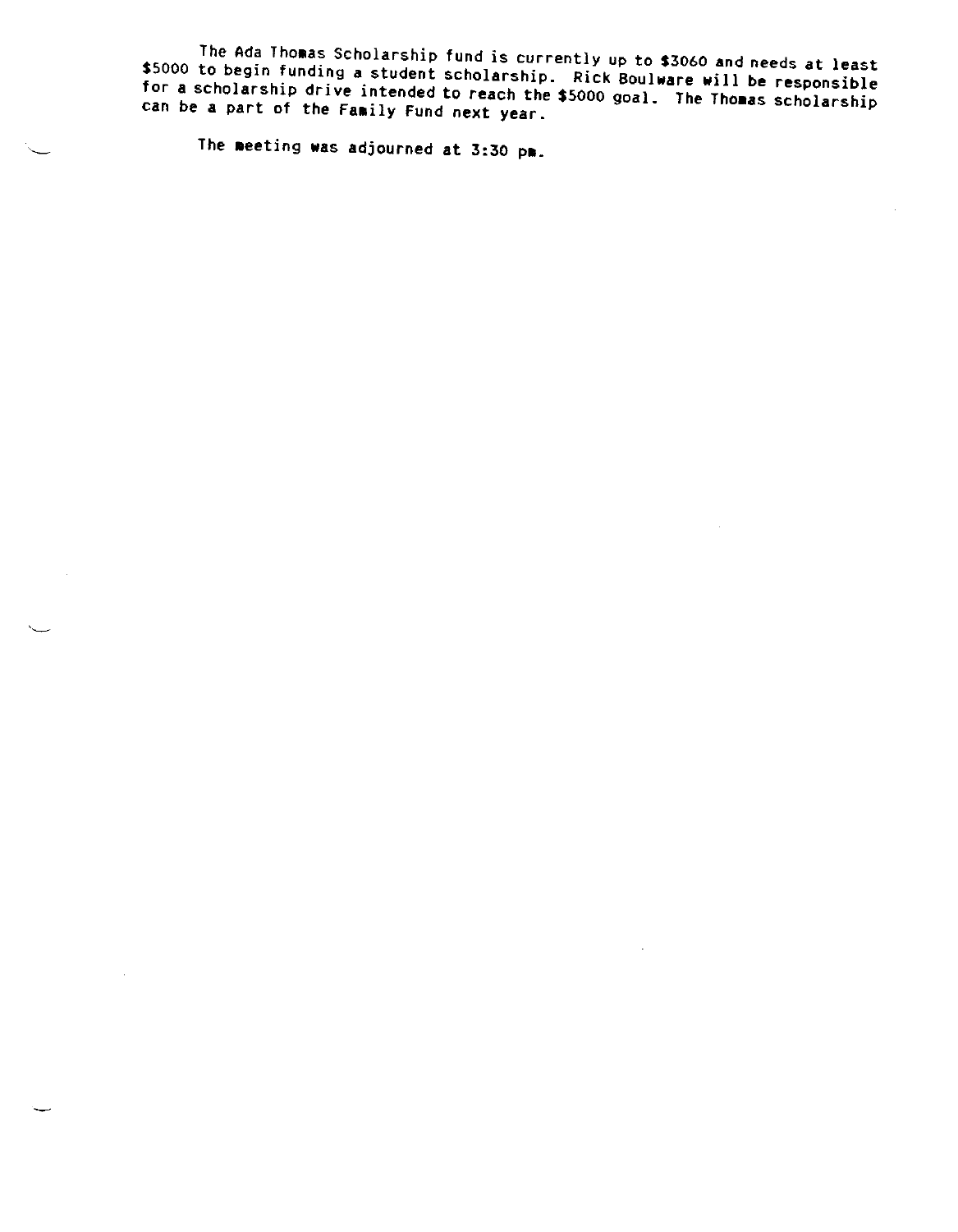The Ada Thomas Scholarship fund is currently up to $3060 and needs at least $5000 to begin funding a student scholarship. Rick Boulware will be responsible for a scholarship drive intended to reach the $5000 goal. The Thomas scholarship can be a part of the Family Fund next year.

The meeting was adjourned at 3:30 pm.